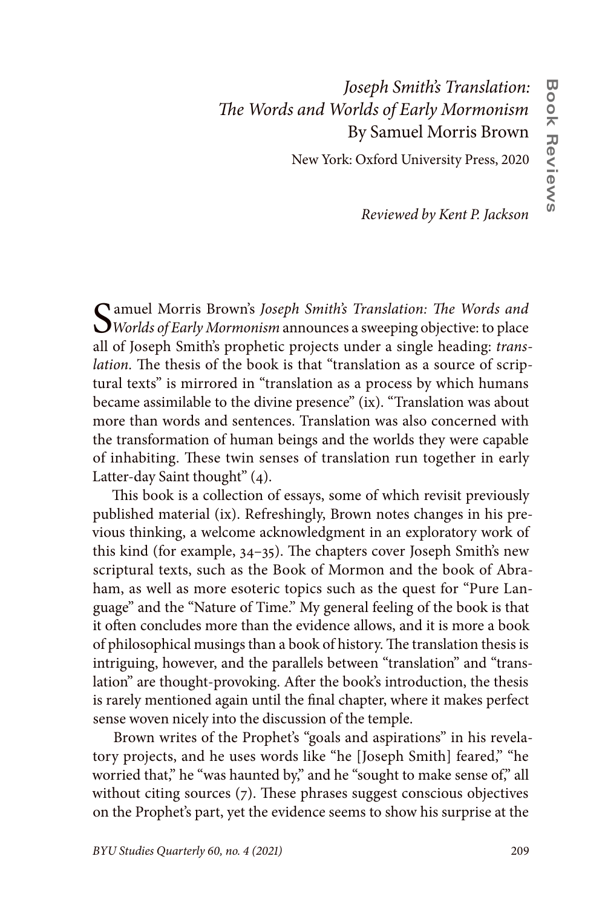# *Joseph Smith's Translation: The Words and Worlds of Early Mormonism*
## By Samuel Morris Brown

New York: Oxford University Press, 2020

*Reviewed by Kent P. Jackson*

Samuel Morris Brown's *Joseph Smith's Translation: The Words and Worlds of Early Mormonism* announces a sweeping objective: to place all of Joseph Smith's prophetic projects under a single heading: *translation*. The thesis of the book is that "translation as a source of scriptural texts" is mirrored in "translation as a process by which humans became assimilable to the divine presence" (ix). "Translation was about more than words and sentences. Translation was also concerned with the transformation of human beings and the worlds they were capable of inhabiting. These twin senses of translation run together in early Latter-day Saint thought" (4).

This book is a collection of essays, some of which revisit previously published material (ix). Refreshingly, Brown notes changes in his previous thinking, a welcome acknowledgment in an exploratory work of this kind (for example, 34–35). The chapters cover Joseph Smith's new scriptural texts, such as the Book of Mormon and the book of Abraham, as well as more esoteric topics such as the quest for "Pure Language" and the "Nature of Time." My general feeling of the book is that it often concludes more than the evidence allows, and it is more a book of philosophical musings than a book of history. The translation thesis is intriguing, however, and the parallels between "translation" and "translation" are thought-provoking. After the book's introduction, the thesis is rarely mentioned again until the final chapter, where it makes perfect sense woven nicely into the discussion of the temple.

Brown writes of the Prophet's "goals and aspirations" in his revelatory projects, and he uses words like "he [Joseph Smith] feared," "he worried that," he "was haunted by," and he "sought to make sense of," all without citing sources (7). These phrases suggest conscious objectives on the Prophet's part, yet the evidence seems to show his surprise at the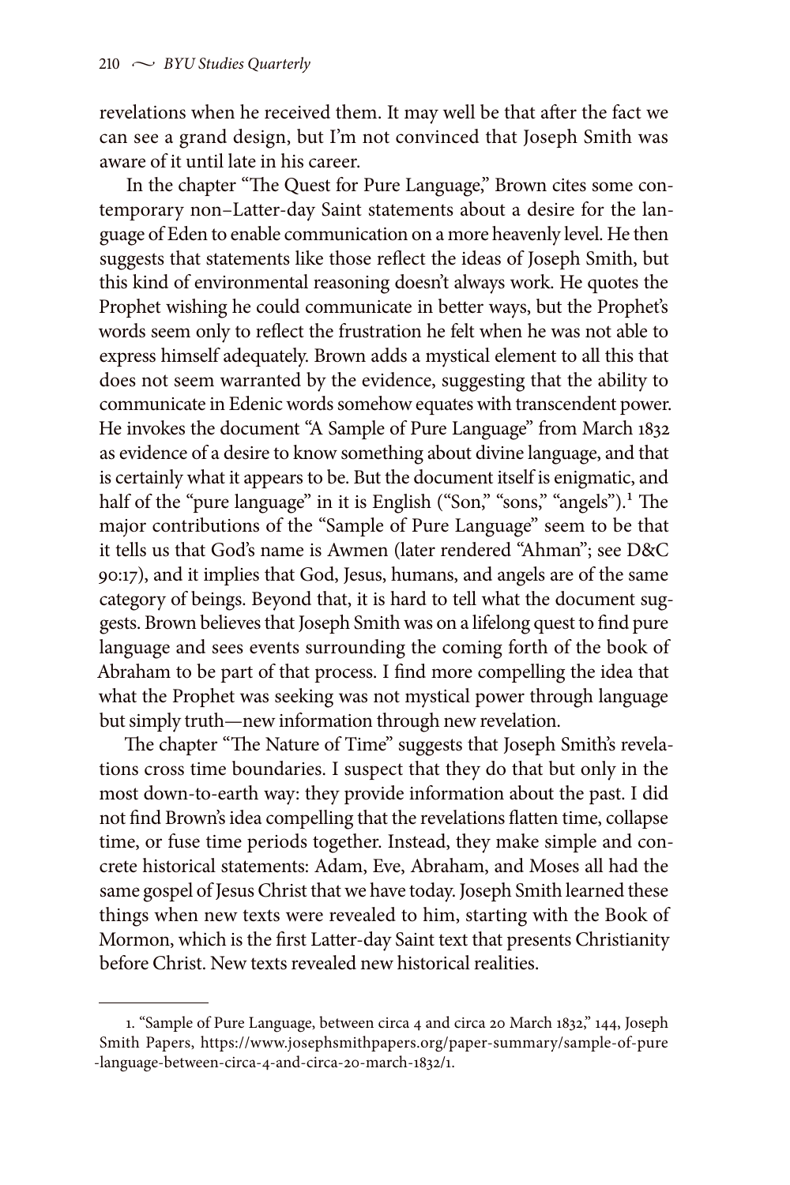revelations when he received them. It may well be that after the fact we can see a grand design, but I'm not convinced that Joseph Smith was aware of it until late in his career.

In the chapter "The Quest for Pure Language," Brown cites some contemporary non–Latter-day Saint statements about a desire for the language of Eden to enable communication on a more heavenly level. He then suggests that statements like those reflect the ideas of Joseph Smith, but this kind of environmental reasoning doesn't always work. He quotes the Prophet wishing he could communicate in better ways, but the Prophet's words seem only to reflect the frustration he felt when he was not able to express himself adequately. Brown adds a mystical element to all this that does not seem warranted by the evidence, suggesting that the ability to communicate in Edenic words somehow equates with transcendent power. He invokes the document "A Sample of Pure Language" from March 1832 as evidence of a desire to know something about divine language, and that is certainly what it appears to be. But the document itself is enigmatic, and half of the "pure language" in it is English ("Son," "sons," "angels").[1] The major contributions of the "Sample of Pure Language" seem to be that it tells us that God's name is Awmen (later rendered "Ahman"; see D&C 90:17), and it implies that God, Jesus, humans, and angels are of the same category of beings. Beyond that, it is hard to tell what the document suggests. Brown believes that Joseph Smith was on a lifelong quest to find pure language and sees events surrounding the coming forth of the book of Abraham to be part of that process. I find more compelling the idea that what the Prophet was seeking was not mystical power through language but simply truth—new information through new revelation.

The chapter "The Nature of Time" suggests that Joseph Smith's revelations cross time boundaries. I suspect that they do that but only in the most down-to-earth way: they provide information about the past. I did not find Brown's idea compelling that the revelations flatten time, collapse time, or fuse time periods together. Instead, they make simple and concrete historical statements: Adam, Eve, Abraham, and Moses all had the same gospel of Jesus Christ that we have today. Joseph Smith learned these things when new texts were revealed to him, starting with the Book of Mormon, which is the first Latter-day Saint text that presents Christianity before Christ. New texts revealed new historical realities.

---

1. "Sample of Pure Language, between circa 4 and circa 20 March 1832," 144, Joseph Smith Papers, https://www.josephsmithpapers.org/paper-summary/sample-of-pure-language-between-circa-4-and-circa-20-march-1832/1.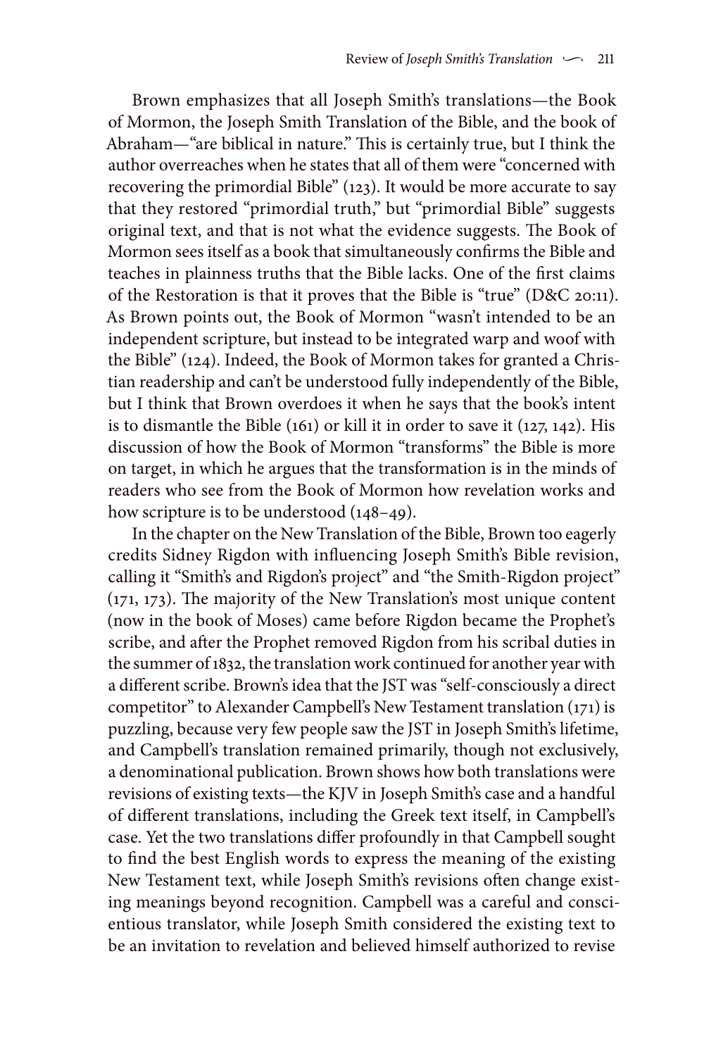Brown emphasizes that all Joseph Smith's translations—the Book of Mormon, the Joseph Smith Translation of the Bible, and the book of Abraham—"are biblical in nature." This is certainly true, but I think the author overreaches when he states that all of them were "concerned with recovering the primordial Bible" (123). It would be more accurate to say that they restored "primordial truth," but "primordial Bible" suggests original text, and that is not what the evidence suggests. The Book of Mormon sees itself as a book that simultaneously confirms the Bible and teaches in plainness truths that the Bible lacks. One of the first claims of the Restoration is that it proves that the Bible is "true" (D&C 20:11). As Brown points out, the Book of Mormon "wasn't intended to be an independent scripture, but instead to be integrated warp and woof with the Bible" (124). Indeed, the Book of Mormon takes for granted a Christian readership and can't be understood fully independently of the Bible, but I think that Brown overdoes it when he says that the book's intent is to dismantle the Bible (161) or kill it in order to save it (127, 142). His discussion of how the Book of Mormon "transforms" the Bible is more on target, in which he argues that the transformation is in the minds of readers who see from the Book of Mormon how revelation works and how scripture is to be understood (148–49).

In the chapter on the New Translation of the Bible, Brown too eagerly credits Sidney Rigdon with influencing Joseph Smith's Bible revision, calling it "Smith's and Rigdon's project" and "the Smith-Rigdon project" (171, 173). The majority of the New Translation's most unique content (now in the book of Moses) came before Rigdon became the Prophet's scribe, and after the Prophet removed Rigdon from his scribal duties in the summer of 1832, the translation work continued for another year with a different scribe. Brown's idea that the JST was "self-consciously a direct competitor" to Alexander Campbell's New Testament translation (171) is puzzling, because very few people saw the JST in Joseph Smith's lifetime, and Campbell's translation remained primarily, though not exclusively, a denominational publication. Brown shows how both translations were revisions of existing texts—the KJV in Joseph Smith's case and a handful of different translations, including the Greek text itself, in Campbell's case. Yet the two translations differ profoundly in that Campbell sought to find the best English words to express the meaning of the existing New Testament text, while Joseph Smith's revisions often change existing meanings beyond recognition. Campbell was a careful and conscientious translator, while Joseph Smith considered the existing text to be an invitation to revelation and believed himself authorized to revise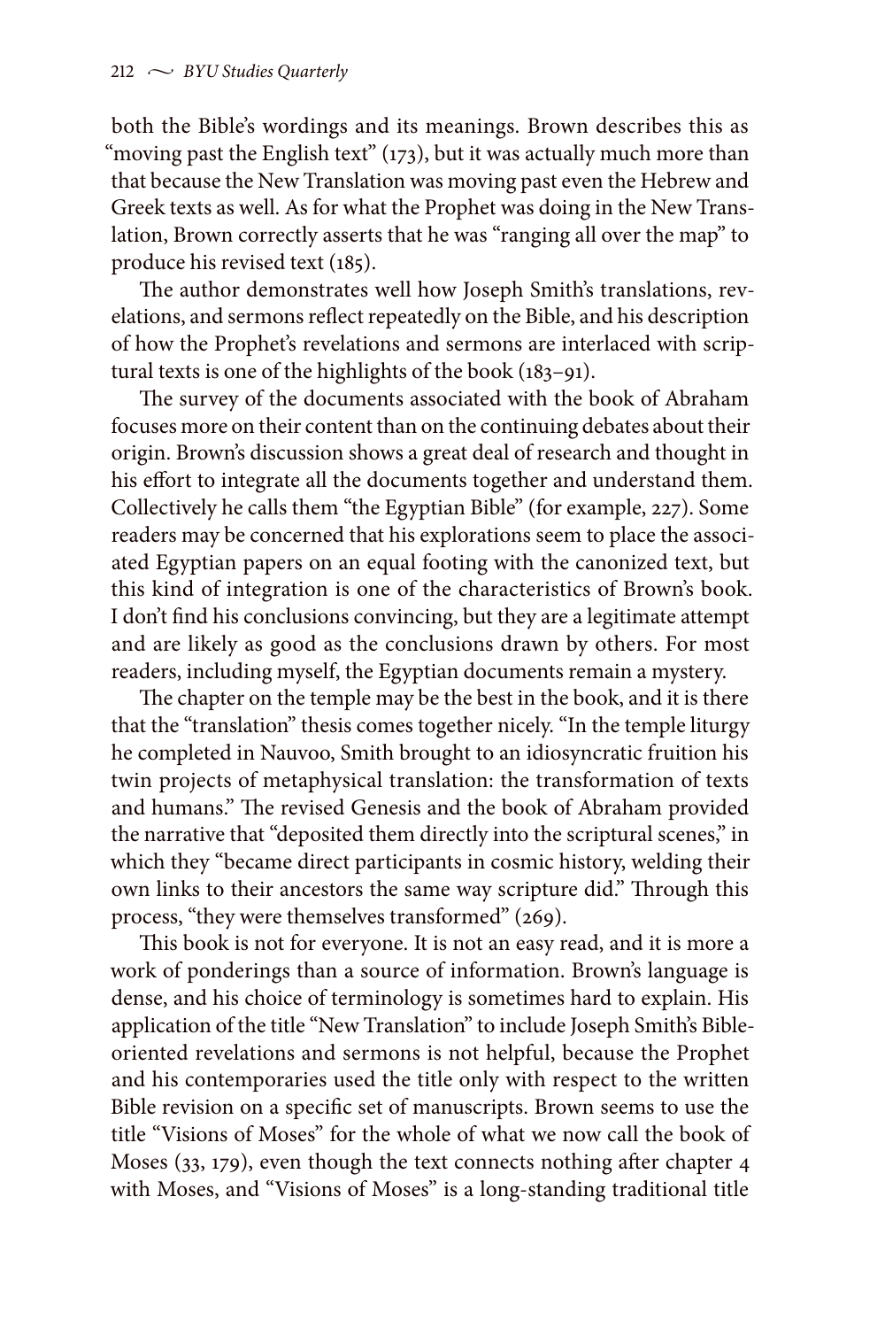both the Bible's wordings and its meanings. Brown describes this as "moving past the English text" (173), but it was actually much more than that because the New Translation was moving past even the Hebrew and Greek texts as well. As for what the Prophet was doing in the New Translation, Brown correctly asserts that he was "ranging all over the map" to produce his revised text (185).

The author demonstrates well how Joseph Smith's translations, revelations, and sermons reflect repeatedly on the Bible, and his description of how the Prophet's revelations and sermons are interlaced with scriptural texts is one of the highlights of the book (183–91).

The survey of the documents associated with the book of Abraham focuses more on their content than on the continuing debates about their origin. Brown's discussion shows a great deal of research and thought in his effort to integrate all the documents together and understand them. Collectively he calls them "the Egyptian Bible" (for example, 227). Some readers may be concerned that his explorations seem to place the associated Egyptian papers on an equal footing with the canonized text, but this kind of integration is one of the characteristics of Brown's book. I don't find his conclusions convincing, but they are a legitimate attempt and are likely as good as the conclusions drawn by others. For most readers, including myself, the Egyptian documents remain a mystery.

The chapter on the temple may be the best in the book, and it is there that the "translation" thesis comes together nicely. "In the temple liturgy he completed in Nauvoo, Smith brought to an idiosyncratic fruition his twin projects of metaphysical translation: the transformation of texts and humans." The revised Genesis and the book of Abraham provided the narrative that "deposited them directly into the scriptural scenes," in which they "became direct participants in cosmic history, welding their own links to their ancestors the same way scripture did." Through this process, "they were themselves transformed" (269).

This book is not for everyone. It is not an easy read, and it is more a work of ponderings than a source of information. Brown's language is dense, and his choice of terminology is sometimes hard to explain. His application of the title "New Translation" to include Joseph Smith's Bible-oriented revelations and sermons is not helpful, because the Prophet and his contemporaries used the title only with respect to the written Bible revision on a specific set of manuscripts. Brown seems to use the title "Visions of Moses" for the whole of what we now call the book of Moses (33, 179), even though the text connects nothing after chapter 4 with Moses, and "Visions of Moses" is a long-standing traditional title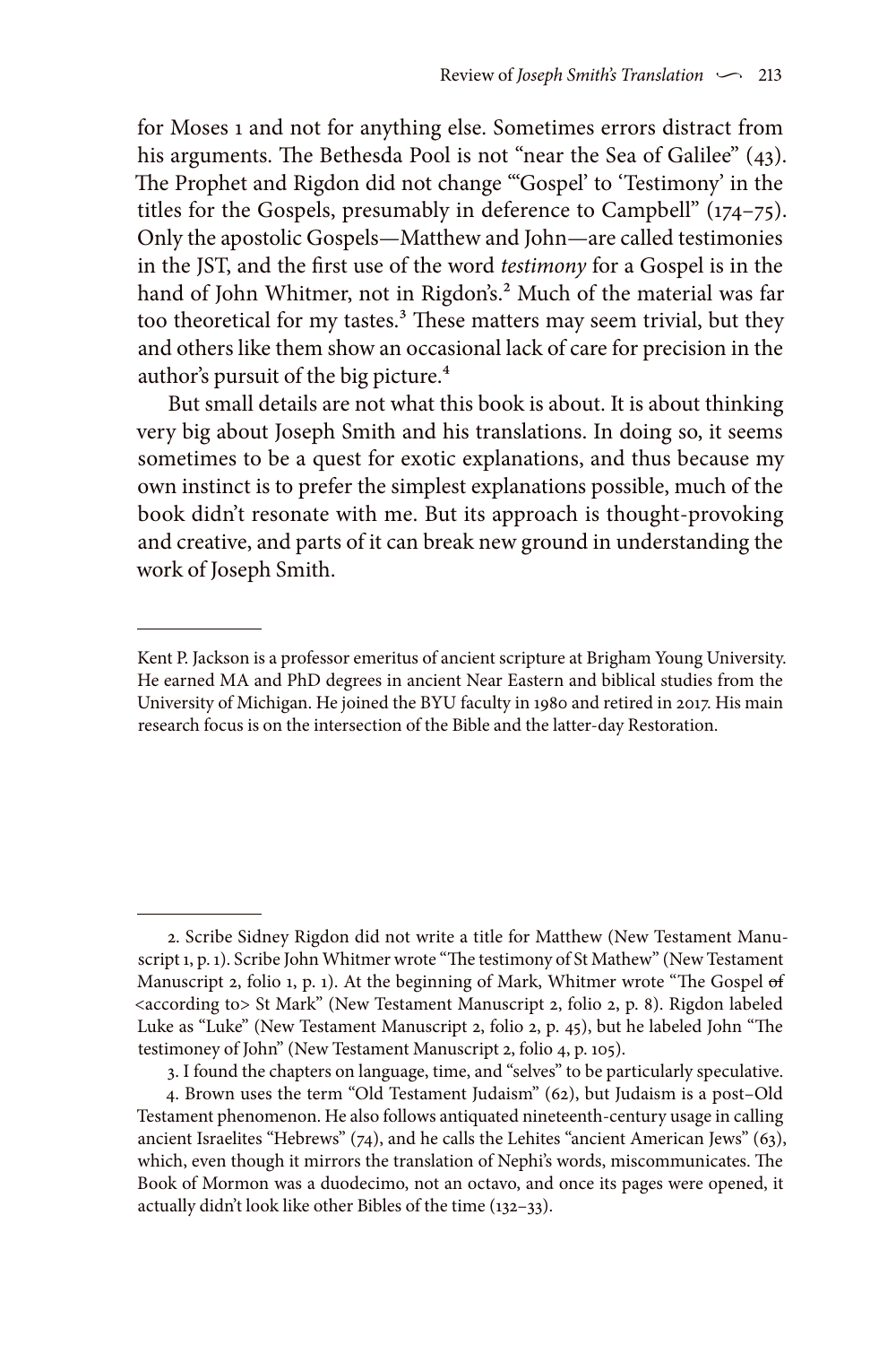for Moses 1 and not for anything else. Sometimes errors distract from his arguments. The Bethesda Pool is not "near the Sea of Galilee" (43). The Prophet and Rigdon did not change "'Gospel' to 'Testimony' in the titles for the Gospels, presumably in deference to Campbell" (174–75). Only the apostolic Gospels—Matthew and John—are called testimonies in the JST, and the first use of the word *testimony* for a Gospel is in the hand of John Whitmer, not in Rigdon's.[2] Much of the material was far too theoretical for my tastes.[3] These matters may seem trivial, but they and others like them show an occasional lack of care for precision in the author's pursuit of the big picture.[4]

But small details are not what this book is about. It is about thinking very big about Joseph Smith and his translations. In doing so, it seems sometimes to be a quest for exotic explanations, and thus because my own instinct is to prefer the simplest explanations possible, much of the book didn't resonate with me. But its approach is thought-provoking and creative, and parts of it can break new ground in understanding the work of Joseph Smith.

---

Kent P. Jackson is a professor emeritus of ancient scripture at Brigham Young University. He earned MA and PhD degrees in ancient Near Eastern and biblical studies from the University of Michigan. He joined the BYU faculty in 1980 and retired in 2017. His main research focus is on the intersection of the Bible and the latter-day Restoration.

---

2. Scribe Sidney Rigdon did not write a title for Matthew (New Testament Manuscript 1, p. 1). Scribe John Whitmer wrote "The testimony of St Mathew" (New Testament Manuscript 2, folio 1, p. 1). At the beginning of Mark, Whitmer wrote "The Gospel ~~of~~ <according to> St Mark" (New Testament Manuscript 2, folio 2, p. 8). Rigdon labeled Luke as "Luke" (New Testament Manuscript 2, folio 2, p. 45), but he labeled John "The testimoney of John" (New Testament Manuscript 2, folio 4, p. 105).

3. I found the chapters on language, time, and "selves" to be particularly speculative.

4. Brown uses the term "Old Testament Judaism" (62), but Judaism is a post–Old Testament phenomenon. He also follows antiquated nineteenth-century usage in calling ancient Israelites "Hebrews" (74), and he calls the Lehites "ancient American Jews" (63), which, even though it mirrors the translation of Nephi's words, miscommunicates. The Book of Mormon was a duodecimo, not an octavo, and once its pages were opened, it actually didn't look like other Bibles of the time (132–33).